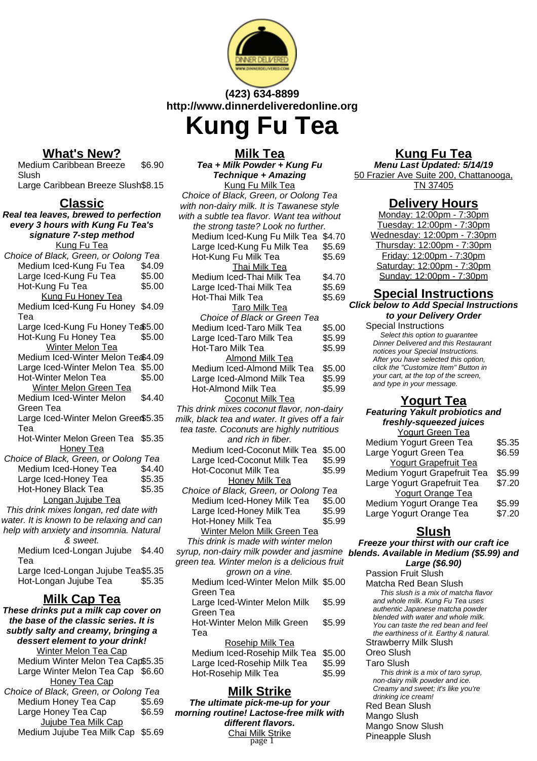(423) 634-8899
http://www.dinnerdeliveredonline.org

# Kung Fu Tea

## What's New?

| Item | Price |
|---|---|
| Medium Caribbean Breeze Slush | $6.90 |
| Large Caribbean Breeze Slush | $8.15 |

## Classic

**Real tea leaves, brewed to perfection every 3 hours with Kung Fu Tea's signature 7-step method**

### Kung Fu Tea

Choice of Black, Green, or Oolong Tea

| Item | Price |
|---|---|
| Medium Iced-Kung Fu Tea | $4.09 |
| Large Iced-Kung Fu Tea | $5.00 |
| Hot-Kung Fu Tea | $5.00 |

### Kung Fu Honey Tea

| Item | Price |
|---|---|
| Medium Iced-Kung Fu Honey Tea | $4.09 |
| Large Iced-Kung Fu Honey Tea | $5.00 |
| Hot-Kung Fu Honey Tea | $5.00 |

### Winter Melon Tea

| Item | Price |
|---|---|
| Medium Iced-Winter Melon Tea | $4.09 |
| Large Iced-Winter Melon Tea | $5.00 |
| Hot-Winter Melon Tea | $5.00 |

### Winter Melon Green Tea

| Item | Price |
|---|---|
| Medium Iced-Winter Melon Green Tea | $4.40 |
| Large Iced-Winter Melon Green Tea | $5.35 |
| Hot-Winter Melon Green Tea | $5.35 |

### Honey Tea

Choice of Black, Green, or Oolong Tea

| Item | Price |
|---|---|
| Medium Iced-Honey Tea | $4.40 |
| Large Iced-Honey Tea | $5.35 |
| Hot-Honey Black Tea | $5.35 |

### Longan Jujube Tea

This drink mixes longan, red date with water. It is known to be relaxing and can help with anxiety and insomnia. Natural & sweet.

| Item | Price |
|---|---|
| Medium Iced-Longan Jujube Tea | $4.40 |
| Large Iced-Longan Jujube Tea | $5.35 |
| Hot-Longan Jujube Tea | $5.35 |

## Milk Cap Tea

**These drinks put a milk cap cover on the base of the classic series. It is subtly salty and creamy, bringing a dessert element to your drink!**

### Winter Melon Tea Cap

| Item | Price |
|---|---|
| Medium Winter Melon Tea Cap | $5.35 |
| Large Winter Melon Tea Cap | $6.60 |

### Honey Tea Cap

Choice of Black, Green, or Oolong Tea

| Item | Price |
|---|---|
| Medium Honey Tea Cap | $5.69 |
| Large Honey Tea Cap | $6.59 |

### Jujube Tea Milk Cap

| Item | Price |
|---|---|
| Medium Jujube Tea Milk Cap | $5.69 |

## Milk Tea

**Tea + Milk Powder + Kung Fu Technique + Amazing**

### Kung Fu Milk Tea

Choice of Black, Green, or Oolong Tea with non-dairy milk. It is Tawanese style with a subtle tea flavor. Want tea without the strong taste? Look no further.

| Item | Price |
|---|---|
| Medium Iced-Kung Fu Milk Tea | $4.70 |
| Large Iced-Kung Fu Milk Tea | $5.69 |
| Hot-Kung Fu Milk Tea | $5.69 |

### Thai Milk Tea

| Item | Price |
|---|---|
| Medium Iced-Thai Milk Tea | $4.70 |
| Large Iced-Thai Milk Tea | $5.69 |
| Hot-Thai Milk Tea | $5.69 |

### Taro Milk Tea

Choice of Black or Green Tea

| Item | Price |
|---|---|
| Medium Iced-Taro Milk Tea | $5.00 |
| Large Iced-Taro Milk Tea | $5.99 |
| Hot-Taro Milk Tea | $5.99 |

### Almond Milk Tea

| Item | Price |
|---|---|
| Medium Iced-Almond Milk Tea | $5.00 |
| Large Iced-Almond Milk Tea | $5.99 |
| Hot-Almond Milk Tea | $5.99 |

### Coconut Milk Tea

This drink mixes coconut flavor, non-dairy milk, black tea and water. It gives off a fair tea taste. Coconuts are highly nutritious and rich in fiber.

| Item | Price |
|---|---|
| Medium Iced-Coconut Milk Tea | $5.00 |
| Large Iced-Coconut Milk Tea | $5.99 |
| Hot-Coconut Milk Tea | $5.99 |

### Honey Milk Tea

Choice of Black, Green, or Oolong Tea

| Item | Price |
|---|---|
| Medium Iced-Honey Milk Tea | $5.00 |
| Large Iced-Honey Milk Tea | $5.99 |
| Hot-Honey Milk Tea | $5.99 |

### Winter Melon Milk Green Tea

This drink is made with winter melon syrup, non-dairy milk powder and jasmine green tea. Winter melon is a delicious fruit grown on a vine.

| Item | Price |
|---|---|
| Medium Iced-Winter Melon Milk Green Tea | $5.00 |
| Large Iced-Winter Melon Milk Green Tea | $5.99 |
| Hot-Winter Melon Milk Green Tea | $5.99 |

### Rosehip Milk Tea

| Item | Price |
|---|---|
| Medium Iced-Rosehip Milk Tea | $5.00 |
| Large Iced-Rosehip Milk Tea | $5.99 |
| Hot-Rosehip Milk Tea | $5.99 |

## Milk Strike

**The ultimate pick-me-up for your morning routine! Lactose-free milk with different flavors.**

### Chai Milk Strike

## Kung Fu Tea

**Menu Last Updated: 5/14/19**

50 Frazier Ave Suite 200, Chattanooga, TN 37405

## Delivery Hours

Monday: 12:00pm - 7:30pm
Tuesday: 12:00pm - 7:30pm
Wednesday: 12:00pm - 7:30pm
Thursday: 12:00pm - 7:30pm
Friday: 12:00pm - 7:30pm
Saturday: 12:00pm - 7:30pm
Sunday: 12:00pm - 7:30pm

## Special Instructions

**Click below to Add Special Instructions to your Delivery Order**

Special Instructions

*Select this option to guarantee Dinner Delivered and this Restaurant notices your Special Instructions. After you have selected this option, click the "Customize Item" Button in your cart, at the top of the screen, and type in your message.*

## Yogurt Tea

**Featuring Yakult probiotics and freshly-squeezed juices**

### Yogurt Green Tea

| Item | Price |
|---|---|
| Medium Yogurt Green Tea | $5.35 |
| Large Yogurt Green Tea | $6.59 |

### Yogurt Grapefruit Tea

| Item | Price |
|---|---|
| Medium Yogurt Grapefruit Tea | $5.99 |
| Large Yogurt Grapefruit Tea | $7.20 |

### Yogurt Orange Tea

| Item | Price |
|---|---|
| Medium Yogurt Orange Tea | $5.99 |
| Large Yogurt Orange Tea | $7.20 |

## Slush

**Freeze your thirst with our craft ice blends. Available in Medium ($5.99) and Large ($6.90)**

- Passion Fruit Slush
- Matcha Red Bean Slush
  *This slush is a mix of matcha flavor and whole milk. Kung Fu Tea uses authentic Japanese matcha powder blended with water and whole milk. You can taste the red bean and feel the earthiness of it. Earthy & natural.*
- Strawberry Milk Slush
- Oreo Slush
- Taro Slush
  *This drink is a mix of taro syrup, non-dairy milk powder and ice. Creamy and sweet; it's like you're drinking ice cream!*
- Red Bean Slush
- Mango Slush
- Mango Snow Slush
- Pineapple Slush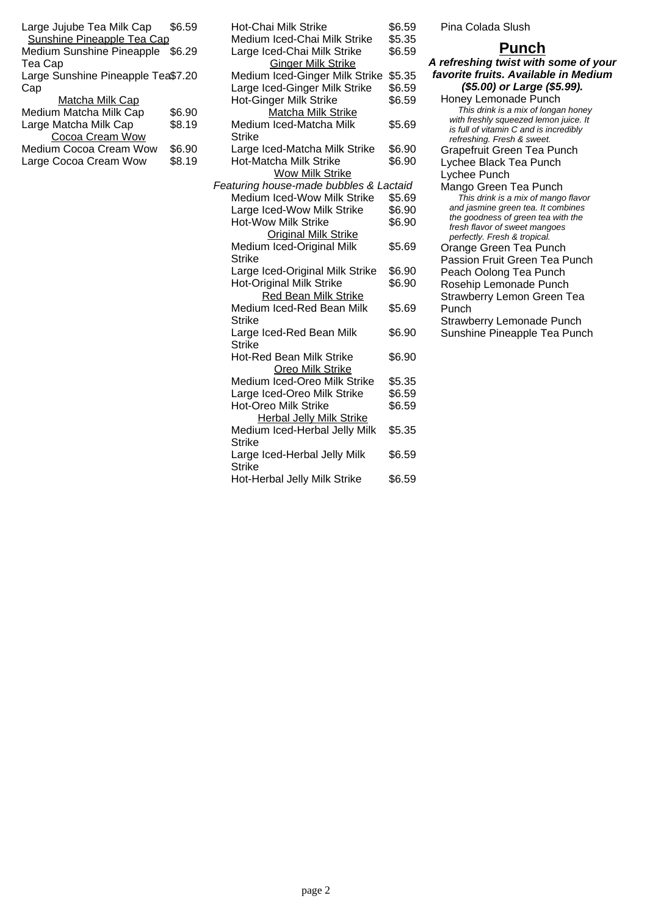| | |
|---|---|
| Large Jujube Tea Milk Cap | $6.59 |

Sunshine Pineapple Tea Cap

| | |
|---|---|
| Medium Sunshine Pineapple Tea Cap | $6.29 |
| Large Sunshine Pineapple Tea Cap | $7.20 |

Matcha Milk Cap

| | |
|---|---|
| Medium Matcha Milk Cap | $6.90 |
| Large Matcha Milk Cap | $8.19 |

Cocoa Cream Wow

| | |
|---|---|
| Medium Cocoa Cream Wow | $6.90 |
| Large Cocoa Cream Wow | $8.19 |

| | |
|---|---|
| Hot-Chai Milk Strike | $6.59 |
| Medium Iced-Chai Milk Strike | $5.35 |
| Large Iced-Chai Milk Strike | $6.59 |

Ginger Milk Strike

| | |
|---|---|
| Medium Iced-Ginger Milk Strike | $5.35 |
| Large Iced-Ginger Milk Strike | $6.59 |
| Hot-Ginger Milk Strike | $6.59 |

Matcha Milk Strike

| | |
|---|---|
| Medium Iced-Matcha Milk Strike | $5.69 |
| Large Iced-Matcha Milk Strike | $6.90 |
| Hot-Matcha Milk Strike | $6.90 |

Wow Milk Strike

*Featuring house-made bubbles & Lactaid*

| | |
|---|---|
| Medium Iced-Wow Milk Strike | $5.69 |
| Large Iced-Wow Milk Strike | $6.90 |
| Hot-Wow Milk Strike | $6.90 |

Original Milk Strike

| | |
|---|---|
| Medium Iced-Original Milk Strike | $5.69 |
| Large Iced-Original Milk Strike | $6.90 |
| Hot-Original Milk Strike | $6.90 |

Red Bean Milk Strike

| | |
|---|---|
| Medium Iced-Red Bean Milk Strike | $5.69 |
| Large Iced-Red Bean Milk Strike | $6.90 |
| Hot-Red Bean Milk Strike | $6.90 |

Oreo Milk Strike

| | |
|---|---|
| Medium Iced-Oreo Milk Strike | $5.35 |
| Large Iced-Oreo Milk Strike | $6.59 |
| Hot-Oreo Milk Strike | $6.59 |

Herbal Jelly Milk Strike

| | |
|---|---|
| Medium Iced-Herbal Jelly Milk Strike | $5.35 |
| Large Iced-Herbal Jelly Milk Strike | $6.59 |
| Hot-Herbal Jelly Milk Strike | $6.59 |

Pina Colada Slush

## Punch

***A refreshing twist with some of your favorite fruits. Available in Medium ($5.00) or Large ($5.99).***

Honey Lemonade Punch

*This drink is a mix of longan honey with freshly squeezed lemon juice. It is full of vitamin C and is incredibly refreshing. Fresh & sweet.*

Grapefruit Green Tea Punch

Lychee Black Tea Punch

Lychee Punch

Mango Green Tea Punch

*This drink is a mix of mango flavor and jasmine green tea. It combines the goodness of green tea with the fresh flavor of sweet mangoes perfectly. Fresh & tropical.*

Orange Green Tea Punch

Passion Fruit Green Tea Punch

Peach Oolong Tea Punch

Rosehip Lemonade Punch

Strawberry Lemon Green Tea Punch

Strawberry Lemonade Punch

Sunshine Pineapple Tea Punch